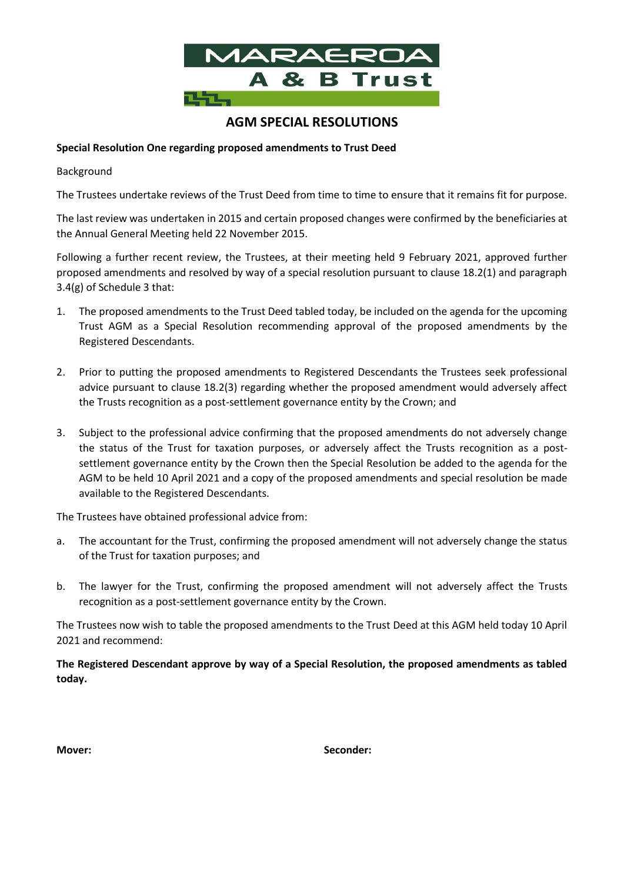MARAEROA

A & B Trust

# AGM SPECIAL RESOLUTIONS

**Special Resolution One regarding proposed amendments to Trust Deed**

Background

The Trustees undertake reviews of the Trust Deed from time to time to ensure that it remains fit for purpose.

The last review was undertaken in 2015 and certain proposed changes were confirmed by the beneficiaries at the Annual General Meeting held 22 November 2015.

Following a further recent review, the Trustees, at their meeting held 9 February 2021, approved further proposed amendments and resolved by way of a special resolution pursuant to clause 18.2(1) and paragraph 3.4(g) of Schedule 3 that:

1. The proposed amendments to the Trust Deed tabled today, be included on the agenda for the upcoming Trust AGM as a Special Resolution recommending approval of the proposed amendments by the Registered Descendants.

2. Prior to putting the proposed amendments to Registered Descendants the Trustees seek professional advice pursuant to clause 18.2(3) regarding whether the proposed amendment would adversely affect the Trusts recognition as a post-settlement governance entity by the Crown; and

3. Subject to the professional advice confirming that the proposed amendments do not adversely change the status of the Trust for taxation purposes, or adversely affect the Trusts recognition as a post-settlement governance entity by the Crown then the Special Resolution be added to the agenda for the AGM to be held 10 April 2021 and a copy of the proposed amendments and special resolution be made available to the Registered Descendants.

The Trustees have obtained professional advice from:

a. The accountant for the Trust, confirming the proposed amendment will not adversely change the status of the Trust for taxation purposes; and

b. The lawyer for the Trust, confirming the proposed amendment will not adversely affect the Trusts recognition as a post-settlement governance entity by the Crown.

The Trustees now wish to table the proposed amendments to the Trust Deed at this AGM held today 10 April 2021 and recommend:

**The Registered Descendant approve by way of a Special Resolution, the proposed amendments as tabled today.**

**Mover:** **Seconder:**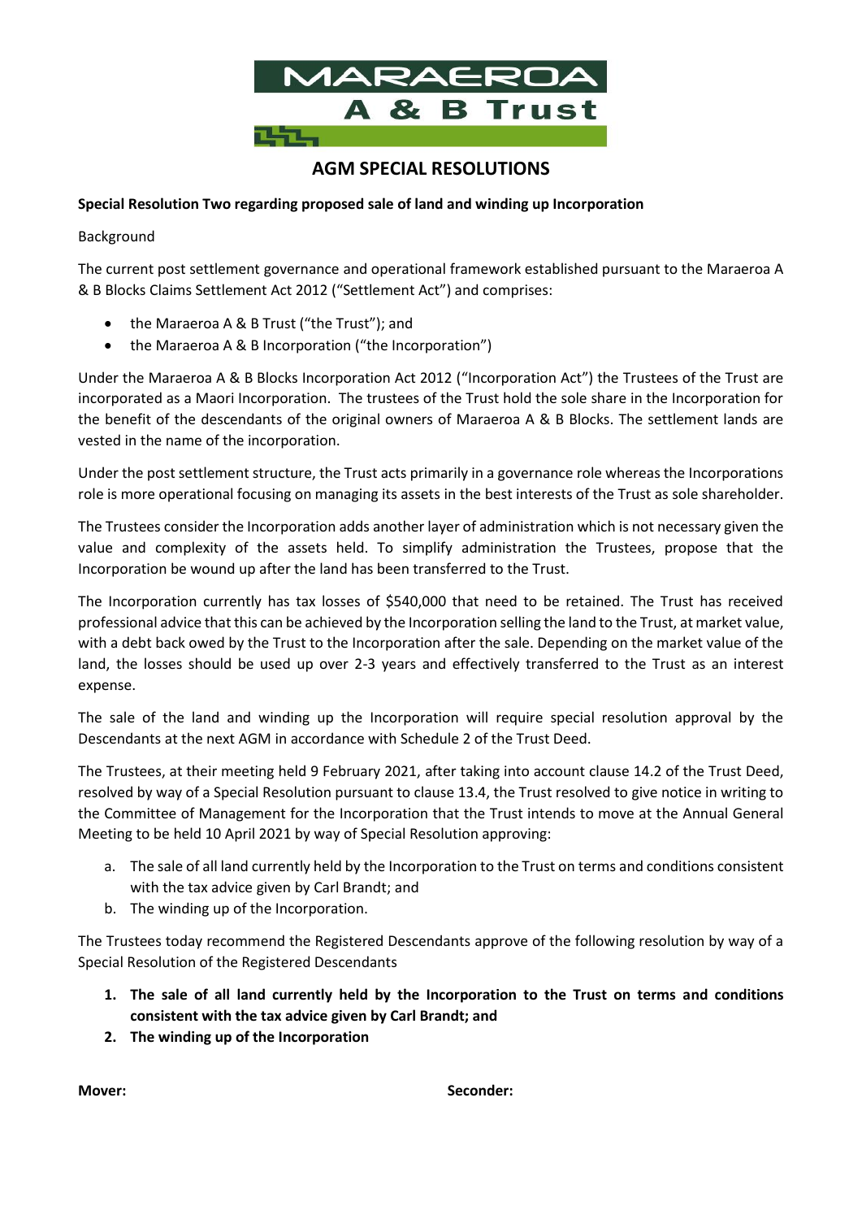MARAEROA
A & B Trust

# AGM SPECIAL RESOLUTIONS

**Special Resolution Two regarding proposed sale of land and winding up Incorporation**

Background

The current post settlement governance and operational framework established pursuant to the Maraeroa A & B Blocks Claims Settlement Act 2012 ("Settlement Act") and comprises:

- the Maraeroa A & B Trust ("the Trust"); and
- the Maraeroa A & B Incorporation ("the Incorporation")

Under the Maraeroa A & B Blocks Incorporation Act 2012 ("Incorporation Act") the Trustees of the Trust are incorporated as a Maori Incorporation. The trustees of the Trust hold the sole share in the Incorporation for the benefit of the descendants of the original owners of Maraeroa A & B Blocks. The settlement lands are vested in the name of the incorporation.

Under the post settlement structure, the Trust acts primarily in a governance role whereas the Incorporations role is more operational focusing on managing its assets in the best interests of the Trust as sole shareholder.

The Trustees consider the Incorporation adds another layer of administration which is not necessary given the value and complexity of the assets held. To simplify administration the Trustees, propose that the Incorporation be wound up after the land has been transferred to the Trust.

The Incorporation currently has tax losses of $540,000 that need to be retained. The Trust has received professional advice that this can be achieved by the Incorporation selling the land to the Trust, at market value, with a debt back owed by the Trust to the Incorporation after the sale. Depending on the market value of the land, the losses should be used up over 2-3 years and effectively transferred to the Trust as an interest expense.

The sale of the land and winding up the Incorporation will require special resolution approval by the Descendants at the next AGM in accordance with Schedule 2 of the Trust Deed.

The Trustees, at their meeting held 9 February 2021, after taking into account clause 14.2 of the Trust Deed, resolved by way of a Special Resolution pursuant to clause 13.4, the Trust resolved to give notice in writing to the Committee of Management for the Incorporation that the Trust intends to move at the Annual General Meeting to be held 10 April 2021 by way of Special Resolution approving:

a. The sale of all land currently held by the Incorporation to the Trust on terms and conditions consistent with the tax advice given by Carl Brandt; and
b. The winding up of the Incorporation.

The Trustees today recommend the Registered Descendants approve of the following resolution by way of a Special Resolution of the Registered Descendants

1. **The sale of all land currently held by the Incorporation to the Trust on terms and conditions consistent with the tax advice given by Carl Brandt; and**
2. **The winding up of the Incorporation**

**Mover:** **Seconder:**